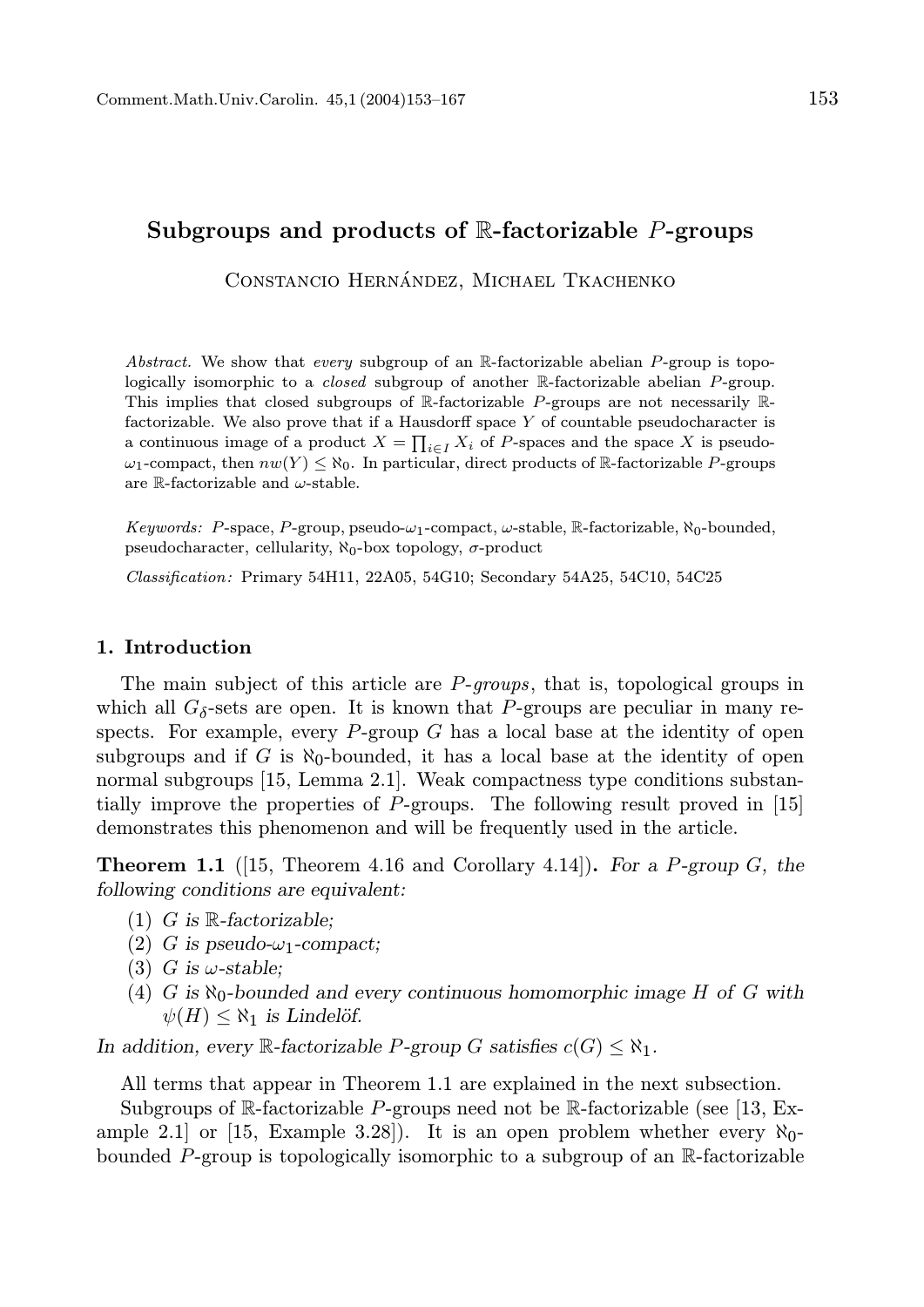# Subgroups and products of $\mathbb{R}$-factorizable $P$-groups

Constancio Hernández, Michael Tkachenko

*Abstract.* We show that *every* subgroup of an $\mathbb{R}$-factorizable abelian $P$-group is topologically isomorphic to a *closed* subgroup of another $\mathbb{R}$-factorizable abelian $P$-group. This implies that closed subgroups of $\mathbb{R}$-factorizable $P$-groups are not necessarily $\mathbb{R}$-factorizable. We also prove that if a Hausdorff space $Y$ of countable pseudocharacter is a continuous image of a product $X = \prod_{i \in I} X_i$ of $P$-spaces and the space $X$ is pseudo-$\omega_1$-compact, then $nw(Y) \leq \aleph_0$. In particular, direct products of $\mathbb{R}$-factorizable $P$-groups are $\mathbb{R}$-factorizable and $\omega$-stable.

*Keywords:* $P$-space, $P$-group, pseudo-$\omega_1$-compact, $\omega$-stable, $\mathbb{R}$-factorizable, $\aleph_0$-bounded, pseudocharacter, cellularity, $\aleph_0$-box topology, $\sigma$-product

*Classification:* Primary 54H11, 22A05, 54G10; Secondary 54A25, 54C10, 54C25

## 1. Introduction

The main subject of this article are *$P$-groups*, that is, topological groups in which all $G_\delta$-sets are open. It is known that $P$-groups are peculiar in many respects. For example, every $P$-group $G$ has a local base at the identity of open subgroups and if $G$ is $\aleph_0$-bounded, it has a local base at the identity of open normal subgroups [15, Lemma 2.1]. Weak compactness type conditions substantially improve the properties of $P$-groups. The following result proved in [15] demonstrates this phenomenon and will be frequently used in the article.

**Theorem 1.1** ([15, Theorem 4.16 and Corollary 4.14])**.** *For a $P$-group $G$, the following conditions are equivalent:*

1. *$G$ is $\mathbb{R}$-factorizable;*
2. *$G$ is pseudo-$\omega_1$-compact;*
3. *$G$ is $\omega$-stable;*
4. *$G$ is $\aleph_0$-bounded and every continuous homomorphic image $H$ of $G$ with $\psi(H) \leq \aleph_1$ is Lindelöf.*

*In addition, every $\mathbb{R}$-factorizable $P$-group $G$ satisfies $c(G) \leq \aleph_1$.*

All terms that appear in Theorem 1.1 are explained in the next subsection.

Subgroups of $\mathbb{R}$-factorizable $P$-groups need not be $\mathbb{R}$-factorizable (see [13, Example 2.1] or [15, Example 3.28]). It is an open problem whether every $\aleph_0$-bounded $P$-group is topologically isomorphic to a subgroup of an $\mathbb{R}$-factorizable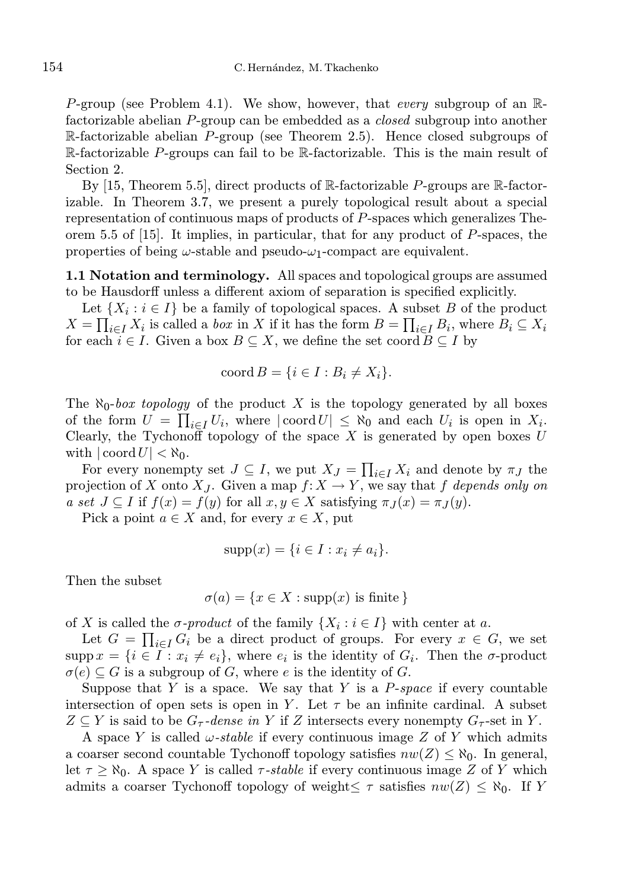$P$-group (see Problem 4.1). We show, however, that *every* subgroup of an $\mathbb{R}$-factorizable abelian $P$-group can be embedded as a *closed* subgroup into another $\mathbb{R}$-factorizable abelian $P$-group (see Theorem 2.5). Hence closed subgroups of $\mathbb{R}$-factorizable $P$-groups can fail to be $\mathbb{R}$-factorizable. This is the main result of Section 2.

By [15, Theorem 5.5], direct products of $\mathbb{R}$-factorizable $P$-groups are $\mathbb{R}$-factorizable. In Theorem 3.7, we present a purely topological result about a special representation of continuous maps of products of $P$-spaces which generalizes Theorem 5.5 of [15]. It implies, in particular, that for any product of $P$-spaces, the properties of being $\omega$-stable and pseudo-$\omega_1$-compact are equivalent.

**1.1 Notation and terminology.** All spaces and topological groups are assumed to be Hausdorff unless a different axiom of separation is specified explicitly.

Let $\{X_i : i \in I\}$ be a family of topological spaces. A subset $B$ of the product $X = \prod_{i\in I} X_i$ is called a *box* in $X$ if it has the form $B = \prod_{i\in I} B_i$, where $B_i \subseteq X_i$ for each $i \in I$. Given a box $B \subseteq X$, we define the set $\operatorname{coord} B \subseteq I$ by

$$\operatorname{coord} B = \{i \in I : B_i \neq X_i\}.$$

The $\aleph_0$-*box topology* of the product $X$ is the topology generated by all boxes of the form $U = \prod_{i\in I} U_i$, where $|\operatorname{coord} U| \leq \aleph_0$ and each $U_i$ is open in $X_i$. Clearly, the Tychonoff topology of the space $X$ is generated by open boxes $U$ with $|\operatorname{coord} U| < \aleph_0$.

For every nonempty set $J \subseteq I$, we put $X_J = \prod_{i\in I} X_i$ and denote by $\pi_J$ the projection of $X$ onto $X_J$. Given a map $f\colon X \to Y$, we say that $f$ *depends only on a set* $J \subseteq I$ if $f(x) = f(y)$ for all $x, y \in X$ satisfying $\pi_J(x) = \pi_J(y)$.

Pick a point $a \in X$ and, for every $x \in X$, put

$$\operatorname{supp}(x) = \{i \in I : x_i \neq a_i\}.$$

Then the subset

$$\sigma(a) = \{x \in X : \operatorname{supp}(x) \text{ is finite}\}$$

of $X$ is called the $\sigma$-*product* of the family $\{X_i : i \in I\}$ with center at $a$.

Let $G = \prod_{i\in I} G_i$ be a direct product of groups. For every $x \in G$, we set $\operatorname{supp} x = \{i \in I : x_i \neq e_i\}$, where $e_i$ is the identity of $G_i$. Then the $\sigma$-product $\sigma(e) \subseteq G$ is a subgroup of $G$, where $e$ is the identity of $G$.

Suppose that $Y$ is a space. We say that $Y$ is a $P$-*space* if every countable intersection of open sets is open in $Y$. Let $\tau$ be an infinite cardinal. A subset $Z \subseteq Y$ is said to be $G_\tau$-*dense in* $Y$ if $Z$ intersects every nonempty $G_\tau$-set in $Y$.

A space $Y$ is called $\omega$-*stable* if every continuous image $Z$ of $Y$ which admits a coarser second countable Tychonoff topology satisfies $nw(Z) \leq \aleph_0$. In general, let $\tau \geq \aleph_0$. A space $Y$ is called $\tau$-*stable* if every continuous image $Z$ of $Y$ which admits a coarser Tychonoff topology of weight$\leq \tau$ satisfies $nw(Z) \leq \aleph_0$. If $Y$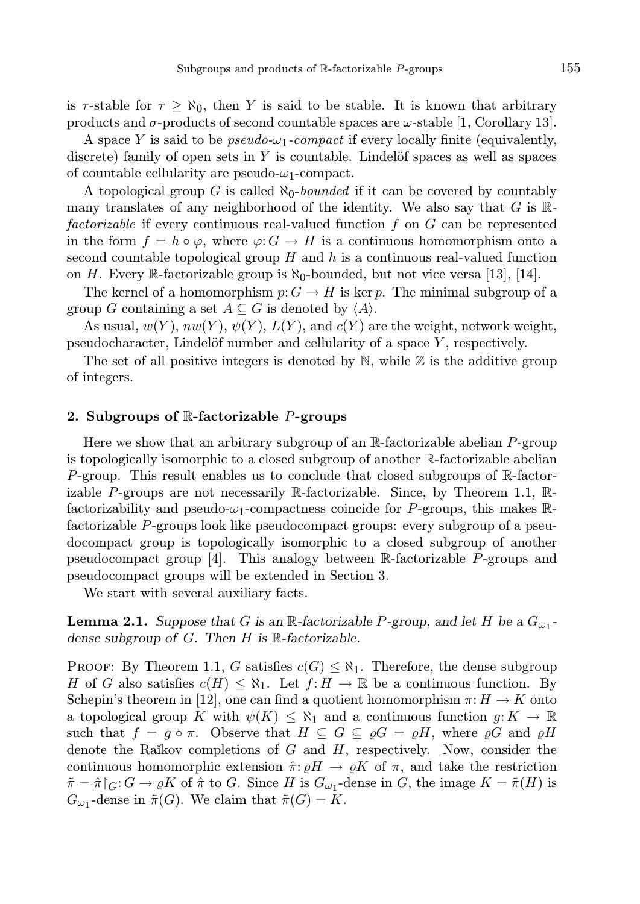is $\tau$-stable for $\tau \geq \aleph_0$, then $Y$ is said to be stable. It is known that arbitrary products and $\sigma$-products of second countable spaces are $\omega$-stable [1, Corollary 13].

A space $Y$ is said to be *pseudo-$\omega_1$-compact* if every locally finite (equivalently, discrete) family of open sets in $Y$ is countable. Lindelöf spaces as well as spaces of countable cellularity are pseudo-$\omega_1$-compact.

A topological group $G$ is called *$\aleph_0$-bounded* if it can be covered by countably many translates of any neighborhood of the identity. We also say that $G$ is *$\mathbb{R}$-factorizable* if every continuous real-valued function $f$ on $G$ can be represented in the form $f = h \circ \varphi$, where $\varphi \colon G \to H$ is a continuous homomorphism onto a second countable topological group $H$ and $h$ is a continuous real-valued function on $H$. Every $\mathbb{R}$-factorizable group is $\aleph_0$-bounded, but not vice versa [13], [14].

The kernel of a homomorphism $p \colon G \to H$ is $\ker p$. The minimal subgroup of a group $G$ containing a set $A \subseteq G$ is denoted by $\langle A \rangle$.

As usual, $w(Y)$, $nw(Y)$, $\psi(Y)$, $L(Y)$, and $c(Y)$ are the weight, network weight, pseudocharacter, Lindelöf number and cellularity of a space $Y$, respectively.

The set of all positive integers is denoted by $\mathbb{N}$, while $\mathbb{Z}$ is the additive group of integers.

## 2. Subgroups of $\mathbb{R}$-factorizable $P$-groups

Here we show that an arbitrary subgroup of an $\mathbb{R}$-factorizable abelian $P$-group is topologically isomorphic to a closed subgroup of another $\mathbb{R}$-factorizable abelian $P$-group. This result enables us to conclude that closed subgroups of $\mathbb{R}$-factorizable $P$-groups are not necessarily $\mathbb{R}$-factorizable. Since, by Theorem 1.1, $\mathbb{R}$-factorizability and pseudo-$\omega_1$-compactness coincide for $P$-groups, this makes $\mathbb{R}$-factorizable $P$-groups look like pseudocompact groups: every subgroup of a pseudocompact group is topologically isomorphic to a closed subgroup of another pseudocompact group [4]. This analogy between $\mathbb{R}$-factorizable $P$-groups and pseudocompact groups will be extended in Section 3.

We start with several auxiliary facts.

**Lemma 2.1.** *Suppose that $G$ is an $\mathbb{R}$-factorizable $P$-group, and let $H$ be a $G_{\omega_1}$-dense subgroup of $G$. Then $H$ is $\mathbb{R}$-factorizable.*

Proof: By Theorem 1.1, $G$ satisfies $c(G) \leq \aleph_1$. Therefore, the dense subgroup $H$ of $G$ also satisfies $c(H) \leq \aleph_1$. Let $f \colon H \to \mathbb{R}$ be a continuous function. By Schepin's theorem in [12], one can find a quotient homomorphism $\pi \colon H \to K$ onto a topological group $K$ with $\psi(K) \leq \aleph_1$ and a continuous function $g \colon K \to \mathbb{R}$ such that $f = g \circ \pi$. Observe that $H \subseteq G \subseteq \varrho G = \varrho H$, where $\varrho G$ and $\varrho H$ denote the Raĭkov completions of $G$ and $H$, respectively. Now, consider the continuous homomorphic extension $\hat{\pi} \colon \varrho H \to \varrho K$ of $\pi$, and take the restriction $\tilde{\pi} = \hat{\pi}\restriction_G \colon G \to \varrho K$ of $\hat{\pi}$ to $G$. Since $H$ is $G_{\omega_1}$-dense in $G$, the image $K = \tilde{\pi}(H)$ is $G_{\omega_1}$-dense in $\tilde{\pi}(G)$. We claim that $\tilde{\pi}(G) = K$.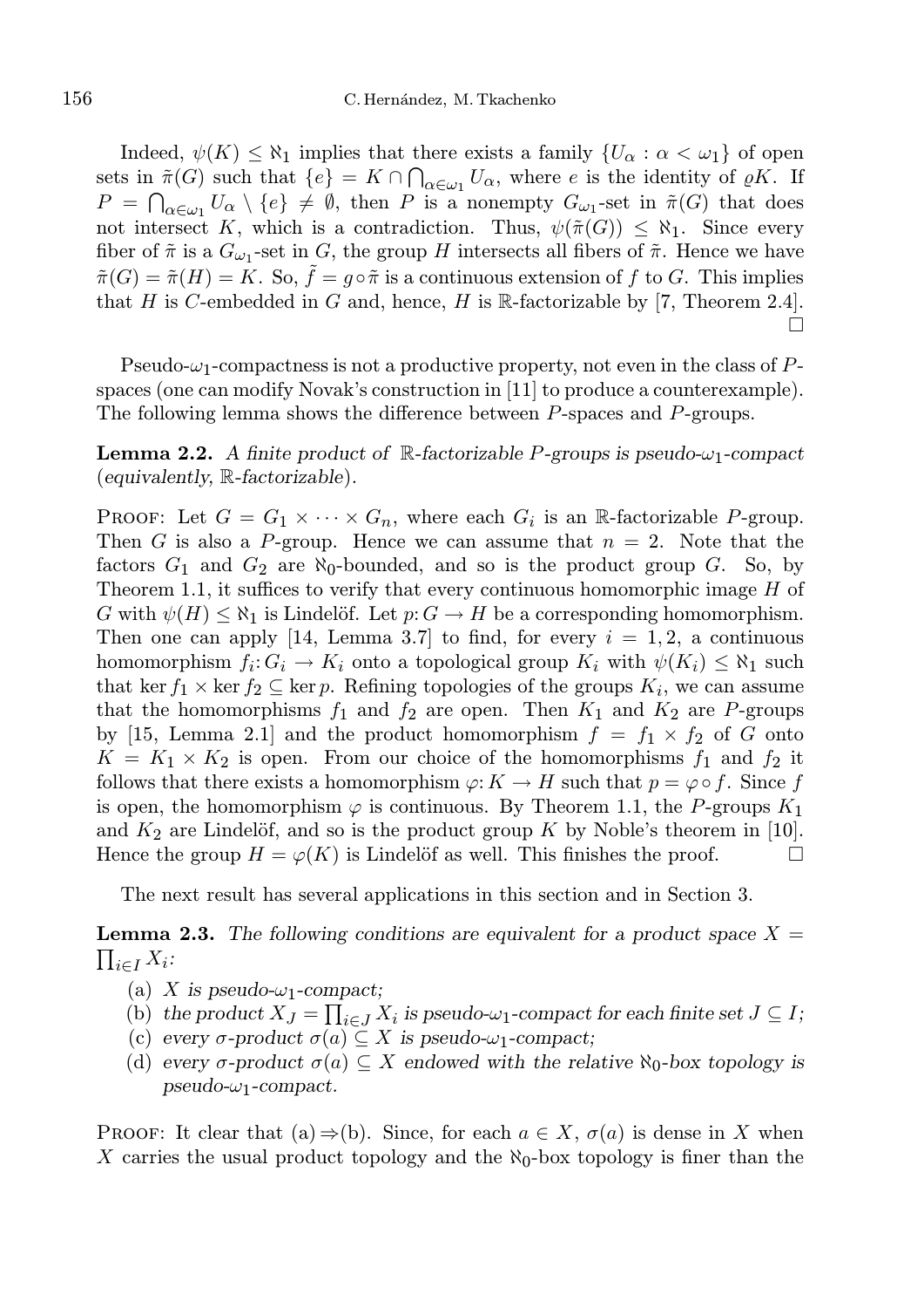Indeed, $\psi(K) \leq \aleph_1$ implies that there exists a family $\{U_\alpha : \alpha < \omega_1\}$ of open sets in $\tilde{\pi}(G)$ such that $\{e\} = K \cap \bigcap_{\alpha \in \omega_1} U_\alpha$, where $e$ is the identity of $\varrho K$. If $P = \bigcap_{\alpha \in \omega_1} U_\alpha \setminus \{e\} \neq \emptyset$, then $P$ is a nonempty $G_{\omega_1}$-set in $\tilde{\pi}(G)$ that does not intersect $K$, which is a contradiction. Thus, $\psi(\tilde{\pi}(G)) \leq \aleph_1$. Since every fiber of $\tilde{\pi}$ is a $G_{\omega_1}$-set in $G$, the group $H$ intersects all fibers of $\tilde{\pi}$. Hence we have $\tilde{\pi}(G) = \tilde{\pi}(H) = K$. So, $\tilde{f} = g \circ \tilde{\pi}$ is a continuous extension of $f$ to $G$. This implies that $H$ is $C$-embedded in $G$ and, hence, $H$ is $\mathbb{R}$-factorizable by [7, Theorem 2.4]. □

Pseudo-$\omega_1$-compactness is not a productive property, not even in the class of $P$-spaces (one can modify Novak's construction in [11] to produce a counterexample). The following lemma shows the difference between $P$-spaces and $P$-groups.

**Lemma 2.2.** *A finite product of $\mathbb{R}$-factorizable $P$-groups is pseudo-$\omega_1$-compact (equivalently, $\mathbb{R}$-factorizable).*

Proof: Let $G = G_1 \times \cdots \times G_n$, where each $G_i$ is an $\mathbb{R}$-factorizable $P$-group. Then $G$ is also a $P$-group. Hence we can assume that $n = 2$. Note that the factors $G_1$ and $G_2$ are $\aleph_0$-bounded, and so is the product group $G$. So, by Theorem 1.1, it suffices to verify that every continuous homomorphic image $H$ of $G$ with $\psi(H) \leq \aleph_1$ is Lindelöf. Let $p: G \to H$ be a corresponding homomorphism. Then one can apply [14, Lemma 3.7] to find, for every $i = 1, 2$, a continuous homomorphism $f_i: G_i \to K_i$ onto a topological group $K_i$ with $\psi(K_i) \leq \aleph_1$ such that $\ker f_1 \times \ker f_2 \subseteq \ker p$. Refining topologies of the groups $K_i$, we can assume that the homomorphisms $f_1$ and $f_2$ are open. Then $K_1$ and $K_2$ are $P$-groups by [15, Lemma 2.1] and the product homomorphism $f = f_1 \times f_2$ of $G$ onto $K = K_1 \times K_2$ is open. From our choice of the homomorphisms $f_1$ and $f_2$ it follows that there exists a homomorphism $\varphi: K \to H$ such that $p = \varphi \circ f$. Since $f$ is open, the homomorphism $\varphi$ is continuous. By Theorem 1.1, the $P$-groups $K_1$ and $K_2$ are Lindelöf, and so is the product group $K$ by Noble's theorem in [10]. Hence the group $H = \varphi(K)$ is Lindelöf as well. This finishes the proof. □

The next result has several applications in this section and in Section 3.

**Lemma 2.3.** *The following conditions are equivalent for a product space $X = \prod_{i \in I} X_i$:*

- (a) *$X$ is pseudo-$\omega_1$-compact;*
- (b) *the product $X_J = \prod_{i \in J} X_i$ is pseudo-$\omega_1$-compact for each finite set $J \subseteq I$;*
- (c) *every $\sigma$-product $\sigma(a) \subseteq X$ is pseudo-$\omega_1$-compact;*
- (d) *every $\sigma$-product $\sigma(a) \subseteq X$ endowed with the relative $\aleph_0$-box topology is pseudo-$\omega_1$-compact.*

Proof: It clear that (a)$\Rightarrow$(b). Since, for each $a \in X$, $\sigma(a)$ is dense in $X$ when $X$ carries the usual product topology and the $\aleph_0$-box topology is finer than the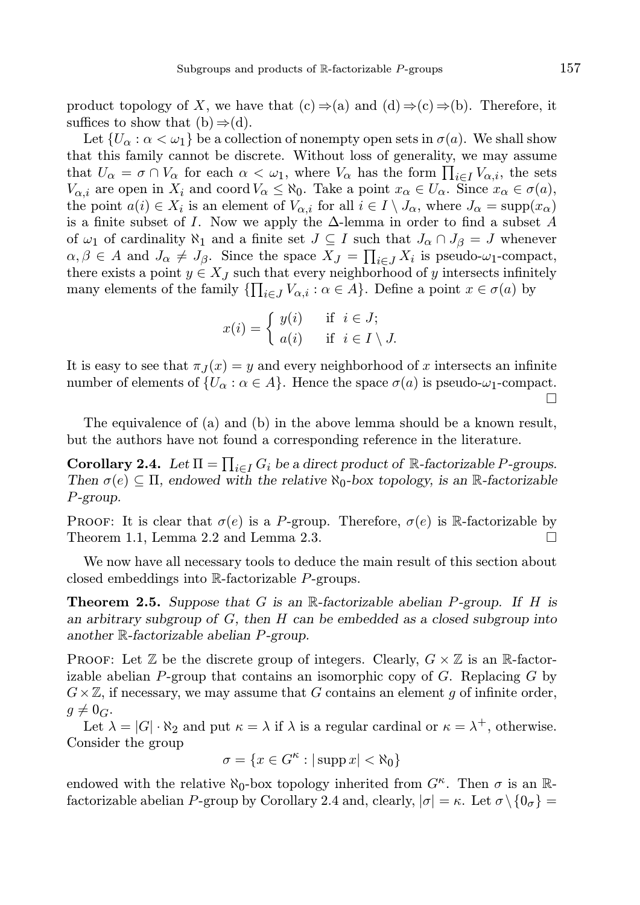product topology of $X$, we have that (c) $\Rightarrow$(a) and (d) $\Rightarrow$(c) $\Rightarrow$(b). Therefore, it suffices to show that (b) $\Rightarrow$(d).

Let $\{U_\alpha : \alpha < \omega_1\}$ be a collection of nonempty open sets in $\sigma(a)$. We shall show that this family cannot be discrete. Without loss of generality, we may assume that $U_\alpha = \sigma \cap V_\alpha$ for each $\alpha < \omega_1$, where $V_\alpha$ has the form $\prod_{i\in I} V_{\alpha,i}$, the sets $V_{\alpha,i}$ are open in $X_i$ and $\operatorname{coord} V_\alpha \le \aleph_0$. Take a point $x_\alpha \in U_\alpha$. Since $x_\alpha \in \sigma(a)$, the point $a(i) \in X_i$ is an element of $V_{\alpha,i}$ for all $i \in I \setminus J_\alpha$, where $J_\alpha = \operatorname{supp}(x_\alpha)$ is a finite subset of $I$. Now we apply the $\Delta$-lemma in order to find a subset $A$ of $\omega_1$ of cardinality $\aleph_1$ and a finite set $J \subseteq I$ such that $J_\alpha \cap J_\beta = J$ whenever $\alpha, \beta \in A$ and $J_\alpha \neq J_\beta$. Since the space $X_J = \prod_{i\in J} X_i$ is pseudo-$\omega_1$-compact, there exists a point $y \in X_J$ such that every neighborhood of $y$ intersects infinitely many elements of the family $\{\prod_{i\in J} V_{\alpha,i} : \alpha \in A\}$. Define a point $x \in \sigma(a)$ by

$$x(i) = \begin{cases} y(i) & \text{if } i \in J; \\ a(i) & \text{if } i \in I \setminus J. \end{cases}$$

It is easy to see that $\pi_J(x) = y$ and every neighborhood of $x$ intersects an infinite number of elements of $\{U_\alpha : \alpha \in A\}$. Hence the space $\sigma(a)$ is pseudo-$\omega_1$-compact. $\square$

The equivalence of (a) and (b) in the above lemma should be a known result, but the authors have not found a corresponding reference in the literature.

**Corollary 2.4.** *Let $\Pi = \prod_{i\in I} G_i$ be a direct product of $\mathbb{R}$-factorizable $P$-groups. Then $\sigma(e) \subseteq \Pi$, endowed with the relative $\aleph_0$-box topology, is an $\mathbb{R}$-factorizable $P$-group.*

Proof: It is clear that $\sigma(e)$ is a $P$-group. Therefore, $\sigma(e)$ is $\mathbb{R}$-factorizable by Theorem 1.1, Lemma 2.2 and Lemma 2.3. $\square$

We now have all necessary tools to deduce the main result of this section about closed embeddings into $\mathbb{R}$-factorizable $P$-groups.

**Theorem 2.5.** *Suppose that $G$ is an $\mathbb{R}$-factorizable abelian $P$-group. If $H$ is an arbitrary subgroup of $G$, then $H$ can be embedded as a closed subgroup into another $\mathbb{R}$-factorizable abelian $P$-group.*

Proof: Let $\mathbb{Z}$ be the discrete group of integers. Clearly, $G \times \mathbb{Z}$ is an $\mathbb{R}$-factorizable abelian $P$-group that contains an isomorphic copy of $G$. Replacing $G$ by $G\times\mathbb{Z}$, if necessary, we may assume that $G$ contains an element $g$ of infinite order, $g \neq 0_G$.

Let $\lambda = |G| \cdot \aleph_2$ and put $\kappa = \lambda$ if $\lambda$ is a regular cardinal or $\kappa = \lambda^+$, otherwise. Consider the group

$$\sigma = \{x \in G^\kappa : |\operatorname{supp} x| < \aleph_0\}$$

endowed with the relative $\aleph_0$-box topology inherited from $G^\kappa$. Then $\sigma$ is an $\mathbb{R}$-factorizable abelian $P$-group by Corollary 2.4 and, clearly, $|\sigma| = \kappa$. Let $\sigma \setminus \{0_\sigma\} =$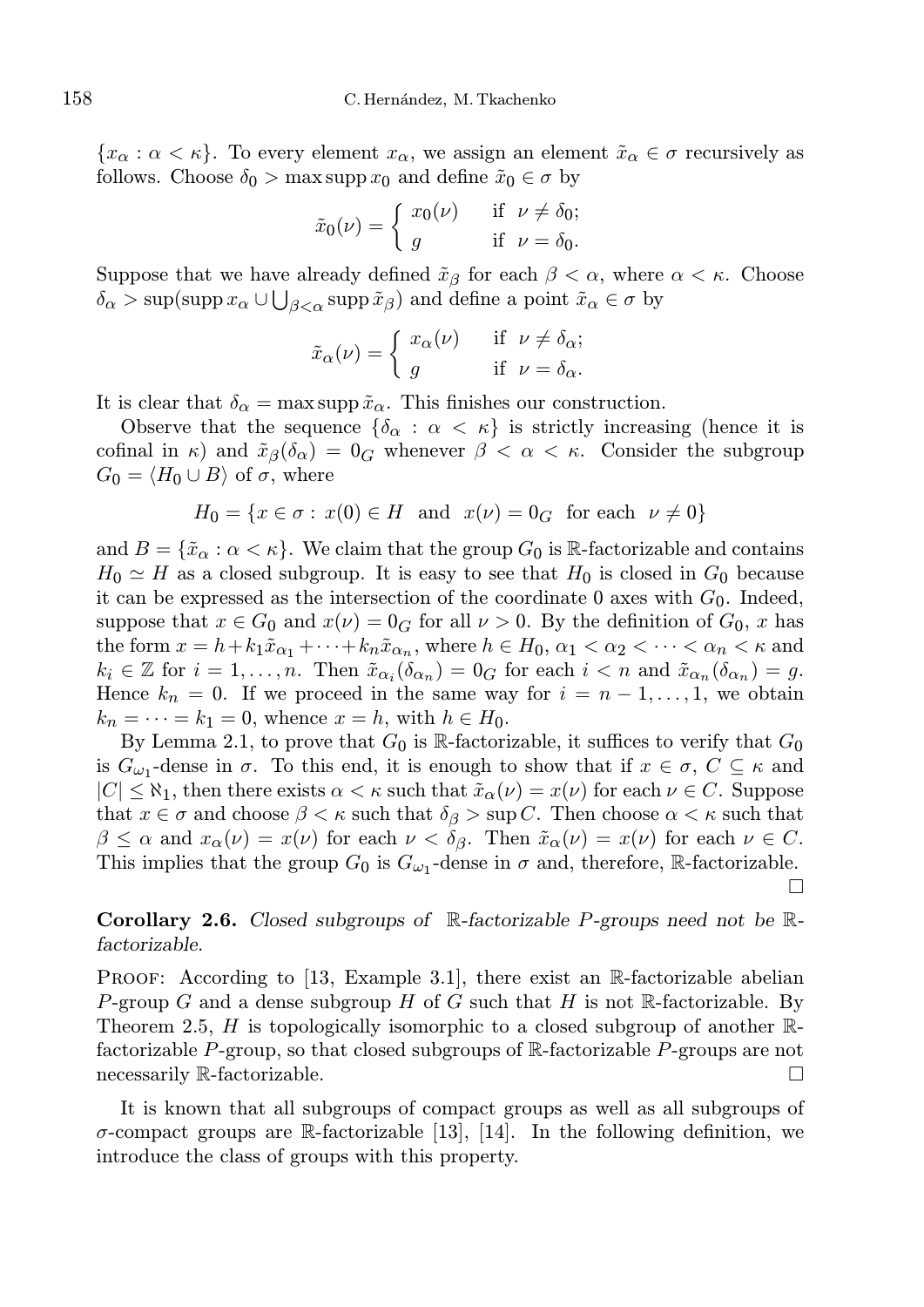$\{x_\alpha : \alpha < \kappa\}$. To every element $x_\alpha$, we assign an element $\tilde{x}_\alpha \in \sigma$ recursively as follows. Choose $\delta_0 > \max \operatorname{supp} x_0$ and define $\tilde{x}_0 \in \sigma$ by

$$\tilde{x}_0(\nu) = \begin{cases} x_0(\nu) & \text{if } \nu \neq \delta_0; \\ g & \text{if } \nu = \delta_0. \end{cases}$$

Suppose that we have already defined $\tilde{x}_\beta$ for each $\beta < \alpha$, where $\alpha < \kappa$. Choose $\delta_\alpha > \sup(\operatorname{supp} x_\alpha \cup \bigcup_{\beta<\alpha} \operatorname{supp} \tilde{x}_\beta)$ and define a point $\tilde{x}_\alpha \in \sigma$ by

$$\tilde{x}_\alpha(\nu) = \begin{cases} x_\alpha(\nu) & \text{if } \nu \neq \delta_\alpha; \\ g & \text{if } \nu = \delta_\alpha. \end{cases}$$

It is clear that $\delta_\alpha = \max \operatorname{supp} \tilde{x}_\alpha$. This finishes our construction.

Observe that the sequence $\{\delta_\alpha : \alpha < \kappa\}$ is strictly increasing (hence it is cofinal in $\kappa$) and $\tilde{x}_\beta(\delta_\alpha) = 0_G$ whenever $\beta < \alpha < \kappa$. Consider the subgroup $G_0 = \langle H_0 \cup B \rangle$ of $\sigma$, where

$$H_0 = \{x \in \sigma : x(0) \in H \text{ and } x(\nu) = 0_G \text{ for each } \nu \neq 0\}$$

and $B = \{\tilde{x}_\alpha : \alpha < \kappa\}$. We claim that the group $G_0$ is $\mathbb{R}$-factorizable and contains $H_0 \simeq H$ as a closed subgroup. It is easy to see that $H_0$ is closed in $G_0$ because it can be expressed as the intersection of the coordinate 0 axes with $G_0$. Indeed, suppose that $x \in G_0$ and $x(\nu) = 0_G$ for all $\nu > 0$. By the definition of $G_0$, $x$ has the form $x = h + k_1\tilde{x}_{\alpha_1} + \dots + k_n\tilde{x}_{\alpha_n}$, where $h \in H_0$, $\alpha_1 < \alpha_2 < \dots < \alpha_n < \kappa$ and $k_i \in \mathbb{Z}$ for $i = 1, \dots, n$. Then $\tilde{x}_{\alpha_i}(\delta_{\alpha_n}) = 0_G$ for each $i < n$ and $\tilde{x}_{\alpha_n}(\delta_{\alpha_n}) = g$. Hence $k_n = 0$. If we proceed in the same way for $i = n-1, \dots, 1$, we obtain $k_n = \dots = k_1 = 0$, whence $x = h$, with $h \in H_0$.

By Lemma 2.1, to prove that $G_0$ is $\mathbb{R}$-factorizable, it suffices to verify that $G_0$ is $G_{\omega_1}$-dense in $\sigma$. To this end, it is enough to show that if $x \in \sigma$, $C \subseteq \kappa$ and $|C| \leq \aleph_1$, then there exists $\alpha < \kappa$ such that $\tilde{x}_\alpha(\nu) = x(\nu)$ for each $\nu \in C$. Suppose that $x \in \sigma$ and choose $\beta < \kappa$ such that $\delta_\beta > \sup C$. Then choose $\alpha < \kappa$ such that $\beta \leq \alpha$ and $x_\alpha(\nu) = x(\nu)$ for each $\nu < \delta_\beta$. Then $\tilde{x}_\alpha(\nu) = x(\nu)$ for each $\nu \in C$. This implies that the group $G_0$ is $G_{\omega_1}$-dense in $\sigma$ and, therefore, $\mathbb{R}$-factorizable. □

**Corollary 2.6.** *Closed subgroups of $\mathbb{R}$-factorizable $P$-groups need not be $\mathbb{R}$-factorizable.*

Proof: According to [13, Example 3.1], there exist an $\mathbb{R}$-factorizable abelian $P$-group $G$ and a dense subgroup $H$ of $G$ such that $H$ is not $\mathbb{R}$-factorizable. By Theorem 2.5, $H$ is topologically isomorphic to a closed subgroup of another $\mathbb{R}$-factorizable $P$-group, so that closed subgroups of $\mathbb{R}$-factorizable $P$-groups are not necessarily $\mathbb{R}$-factorizable. □

It is known that all subgroups of compact groups as well as all subgroups of $\sigma$-compact groups are $\mathbb{R}$-factorizable [13], [14]. In the following definition, we introduce the class of groups with this property.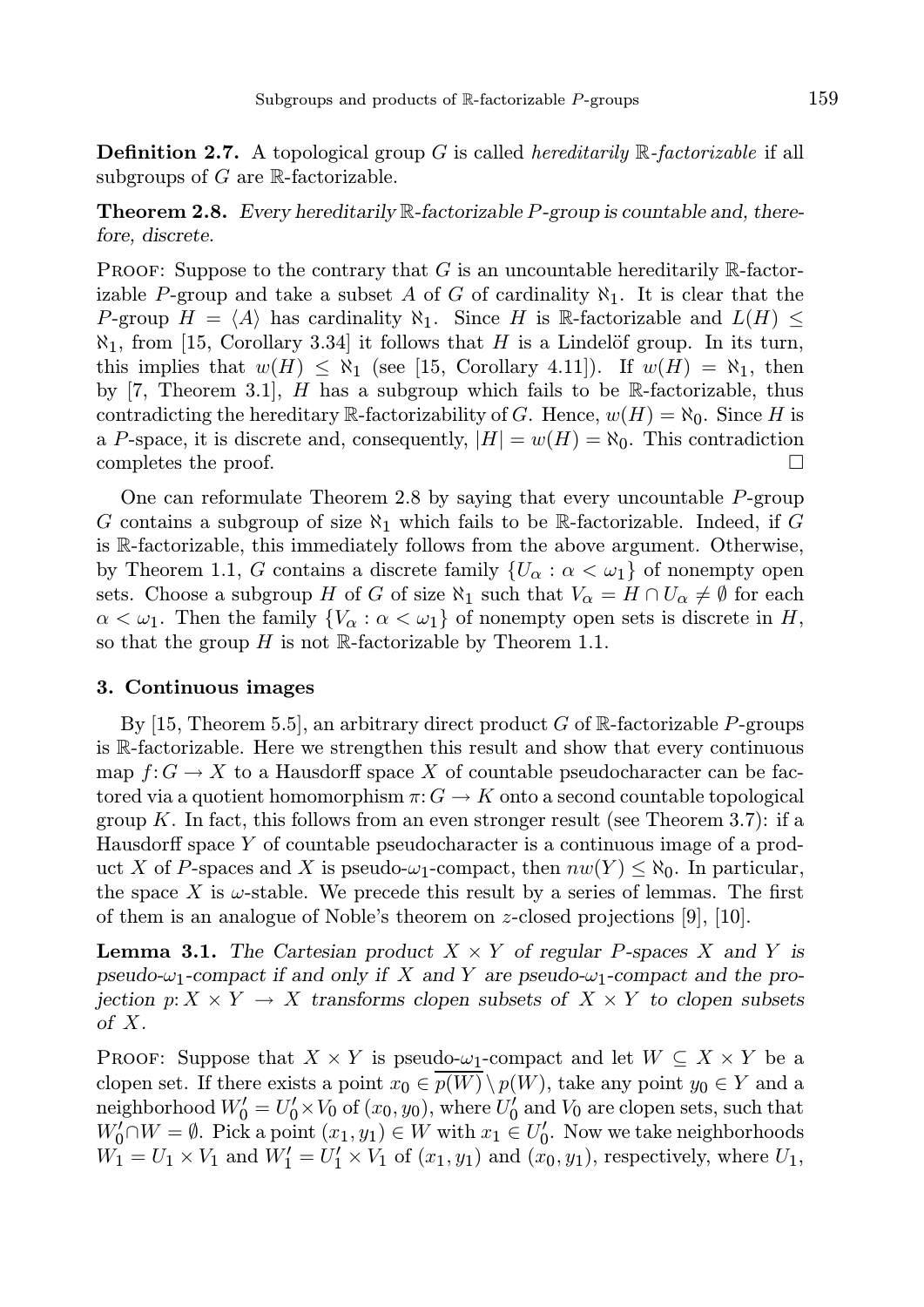**Definition 2.7.** A topological group $G$ is called *hereditarily* $\mathbb{R}$*-factorizable* if all subgroups of $G$ are $\mathbb{R}$-factorizable.

**Theorem 2.8.** *Every hereditarily* $\mathbb{R}$*-factorizable* $P$*-group is countable and, therefore, discrete.*

Proof: Suppose to the contrary that $G$ is an uncountable hereditarily $\mathbb{R}$-factorizable $P$-group and take a subset $A$ of $G$ of cardinality $\aleph_1$. It is clear that the $P$-group $H = \langle A \rangle$ has cardinality $\aleph_1$. Since $H$ is $\mathbb{R}$-factorizable and $L(H) \leq \aleph_1$, from [15, Corollary 3.34] it follows that $H$ is a Lindelöf group. In its turn, this implies that $w(H) \leq \aleph_1$ (see [15, Corollary 4.11]). If $w(H) = \aleph_1$, then by [7, Theorem 3.1], $H$ has a subgroup which fails to be $\mathbb{R}$-factorizable, thus contradicting the hereditary $\mathbb{R}$-factorizability of $G$. Hence, $w(H) = \aleph_0$. Since $H$ is a $P$-space, it is discrete and, consequently, $|H| = w(H) = \aleph_0$. This contradiction completes the proof. $\square$

One can reformulate Theorem 2.8 by saying that every uncountable $P$-group $G$ contains a subgroup of size $\aleph_1$ which fails to be $\mathbb{R}$-factorizable. Indeed, if $G$ is $\mathbb{R}$-factorizable, this immediately follows from the above argument. Otherwise, by Theorem 1.1, $G$ contains a discrete family $\{U_\alpha : \alpha < \omega_1\}$ of nonempty open sets. Choose a subgroup $H$ of $G$ of size $\aleph_1$ such that $V_\alpha = H \cap U_\alpha \neq \emptyset$ for each $\alpha < \omega_1$. Then the family $\{V_\alpha : \alpha < \omega_1\}$ of nonempty open sets is discrete in $H$, so that the group $H$ is not $\mathbb{R}$-factorizable by Theorem 1.1.

## 3. Continuous images

By [15, Theorem 5.5], an arbitrary direct product $G$ of $\mathbb{R}$-factorizable $P$-groups is $\mathbb{R}$-factorizable. Here we strengthen this result and show that every continuous map $f: G \to X$ to a Hausdorff space $X$ of countable pseudocharacter can be factored via a quotient homomorphism $\pi: G \to K$ onto a second countable topological group $K$. In fact, this follows from an even stronger result (see Theorem 3.7): if a Hausdorff space $Y$ of countable pseudocharacter is a continuous image of a product $X$ of $P$-spaces and $X$ is pseudo-$\omega_1$-compact, then $nw(Y) \leq \aleph_0$. In particular, the space $X$ is $\omega$-stable. We precede this result by a series of lemmas. The first of them is an analogue of Noble's theorem on $z$-closed projections [9], [10].

**Lemma 3.1.** *The Cartesian product* $X \times Y$ *of regular* $P$*-spaces* $X$ *and* $Y$ *is pseudo-*$\omega_1$*-compact if and only if* $X$ *and* $Y$ *are pseudo-*$\omega_1$*-compact and the projection* $p: X \times Y \to X$ *transforms clopen subsets of* $X \times Y$ *to clopen subsets of* $X$.

Proof: Suppose that $X \times Y$ is pseudo-$\omega_1$-compact and let $W \subseteq X \times Y$ be a clopen set. If there exists a point $x_0 \in \overline{p(W)} \setminus p(W)$, take any point $y_0 \in Y$ and a neighborhood $W_0' = U_0' \times V_0$ of $(x_0, y_0)$, where $U_0'$ and $V_0$ are clopen sets, such that $W_0' \cap W = \emptyset$. Pick a point $(x_1, y_1) \in W$ with $x_1 \in U_0'$. Now we take neighborhoods $W_1 = U_1 \times V_1$ and $W_1' = U_1' \times V_1$ of $(x_1, y_1)$ and $(x_0, y_1)$, respectively, where $U_1$,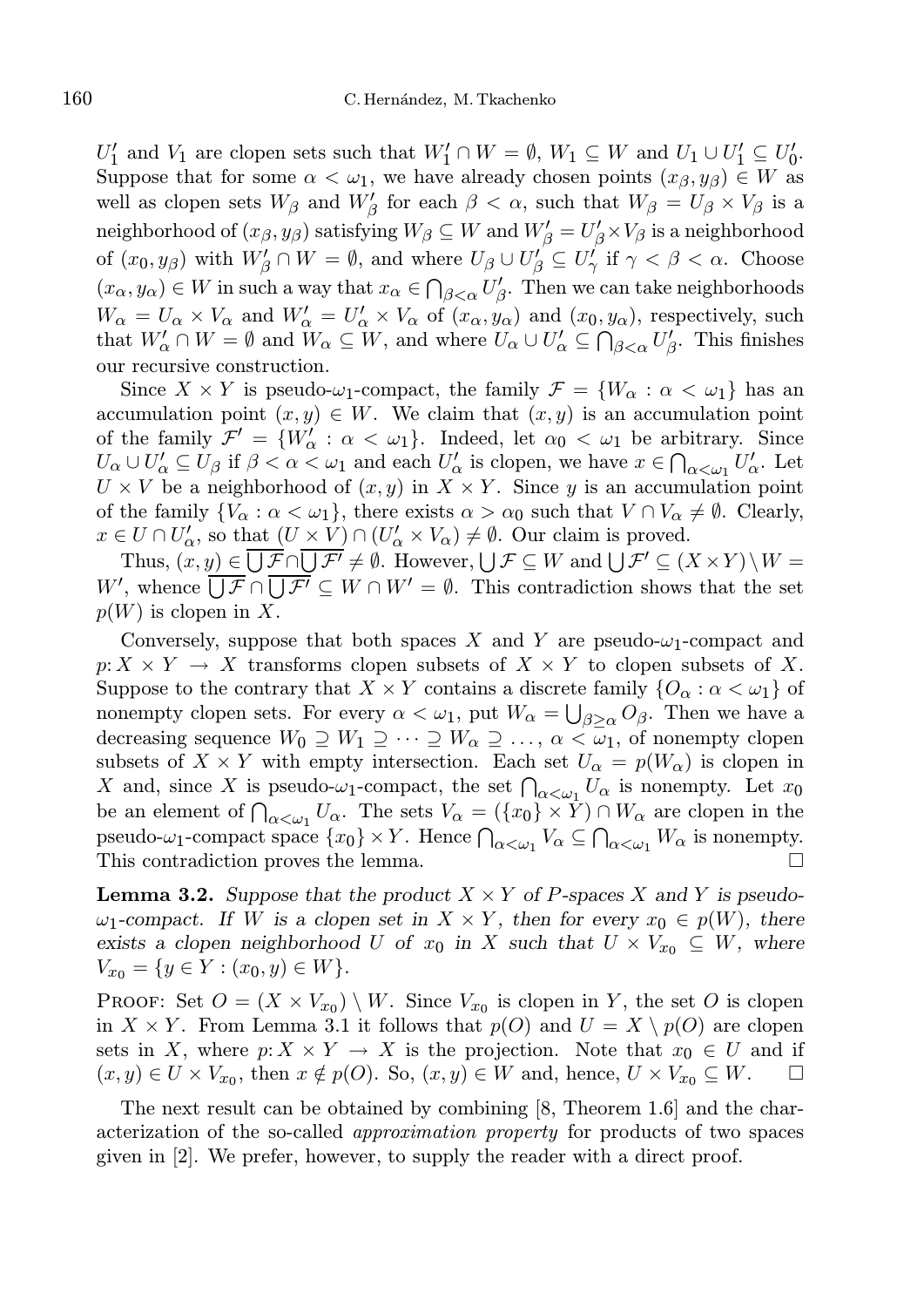$U'_1$ and $V_1$ are clopen sets such that $W'_1 \cap W = \emptyset$, $W_1 \subseteq W$ and $U_1 \cup U'_1 \subseteq U'_0$. Suppose that for some $\alpha < \omega_1$, we have already chosen points $(x_\beta, y_\beta) \in W$ as well as clopen sets $W_\beta$ and $W'_\beta$ for each $\beta < \alpha$, such that $W_\beta = U_\beta \times V_\beta$ is a neighborhood of $(x_\beta, y_\beta)$ satisfying $W_\beta \subseteq W$ and $W'_\beta = U'_\beta \times V_\beta$ is a neighborhood of $(x_0, y_\beta)$ with $W'_\beta \cap W = \emptyset$, and where $U_\beta \cup U'_\beta \subseteq U'_\gamma$ if $\gamma < \beta < \alpha$. Choose $(x_\alpha, y_\alpha) \in W$ in such a way that $x_\alpha \in \bigcap_{\beta<\alpha} U'_\beta$. Then we can take neighborhoods $W_\alpha = U_\alpha \times V_\alpha$ and $W'_\alpha = U'_\alpha \times V_\alpha$ of $(x_\alpha, y_\alpha)$ and $(x_0, y_\alpha)$, respectively, such that $W'_\alpha \cap W = \emptyset$ and $W_\alpha \subseteq W$, and where $U_\alpha \cup U'_\alpha \subseteq \bigcap_{\beta<\alpha} U'_\beta$. This finishes our recursive construction.

Since $X \times Y$ is pseudo-$\omega_1$-compact, the family $\mathcal{F} = \{W_\alpha : \alpha < \omega_1\}$ has an accumulation point $(x, y) \in W$. We claim that $(x, y)$ is an accumulation point of the family $\mathcal{F}' = \{W'_\alpha : \alpha < \omega_1\}$. Indeed, let $\alpha_0 < \omega_1$ be arbitrary. Since $U_\alpha \cup U'_\alpha \subseteq U_\beta$ if $\beta < \alpha < \omega_1$ and each $U'_\alpha$ is clopen, we have $x \in \bigcap_{\alpha<\omega_1} U'_\alpha$. Let $U \times V$ be a neighborhood of $(x, y)$ in $X \times Y$. Since $y$ is an accumulation point of the family $\{V_\alpha : \alpha < \omega_1\}$, there exists $\alpha > \alpha_0$ such that $V \cap V_\alpha \neq \emptyset$. Clearly, $x \in U \cap U'_\alpha$, so that $(U \times V) \cap (U'_\alpha \times V_\alpha) \neq \emptyset$. Our claim is proved.

Thus, $(x, y) \in \overline{\bigcup \mathcal{F}} \cap \overline{\bigcup \mathcal{F}'} \neq \emptyset$. However, $\bigcup \mathcal{F} \subseteq W$ and $\bigcup \mathcal{F}' \subseteq (X \times Y) \setminus W = W'$, whence $\overline{\bigcup \mathcal{F}} \cap \overline{\bigcup \mathcal{F}'} \subseteq W \cap W' = \emptyset$. This contradiction shows that the set $p(W)$ is clopen in $X$.

Conversely, suppose that both spaces $X$ and $Y$ are pseudo-$\omega_1$-compact and $p: X \times Y \to X$ transforms clopen subsets of $X \times Y$ to clopen subsets of $X$. Suppose to the contrary that $X \times Y$ contains a discrete family $\{O_\alpha : \alpha < \omega_1\}$ of nonempty clopen sets. For every $\alpha < \omega_1$, put $W_\alpha = \bigcup_{\beta \geq \alpha} O_\beta$. Then we have a decreasing sequence $W_0 \supseteq W_1 \supseteq \cdots \supseteq W_\alpha \supseteq \ldots$, $\alpha < \omega_1$, of nonempty clopen subsets of $X \times Y$ with empty intersection. Each set $U_\alpha = p(W_\alpha)$ is clopen in $X$ and, since $X$ is pseudo-$\omega_1$-compact, the set $\bigcap_{\alpha<\omega_1} U_\alpha$ is nonempty. Let $x_0$ be an element of $\bigcap_{\alpha<\omega_1} U_\alpha$. The sets $V_\alpha = (\{x_0\} \times Y) \cap W_\alpha$ are clopen in the pseudo-$\omega_1$-compact space $\{x_0\} \times Y$. Hence $\bigcap_{\alpha<\omega_1} V_\alpha \subseteq \bigcap_{\alpha<\omega_1} W_\alpha$ is nonempty. This contradiction proves the lemma. $\square$

**Lemma 3.2.** *Suppose that the product $X \times Y$ of P-spaces $X$ and $Y$ is pseudo-$\omega_1$-compact. If $W$ is a clopen set in $X \times Y$, then for every $x_0 \in p(W)$, there exists a clopen neighborhood $U$ of $x_0$ in $X$ such that $U \times V_{x_0} \subseteq W$, where $V_{x_0} = \{y \in Y : (x_0, y) \in W\}$.*

Proof: Set $O = (X \times V_{x_0}) \setminus W$. Since $V_{x_0}$ is clopen in $Y$, the set $O$ is clopen in $X \times Y$. From Lemma 3.1 it follows that $p(O)$ and $U = X \setminus p(O)$ are clopen sets in $X$, where $p: X \times Y \to X$ is the projection. Note that $x_0 \in U$ and if $(x, y) \in U \times V_{x_0}$, then $x \notin p(O)$. So, $(x, y) \in W$ and, hence, $U \times V_{x_0} \subseteq W$. $\square$

The next result can be obtained by combining [8, Theorem 1.6] and the characterization of the so-called *approximation property* for products of two spaces given in [2]. We prefer, however, to supply the reader with a direct proof.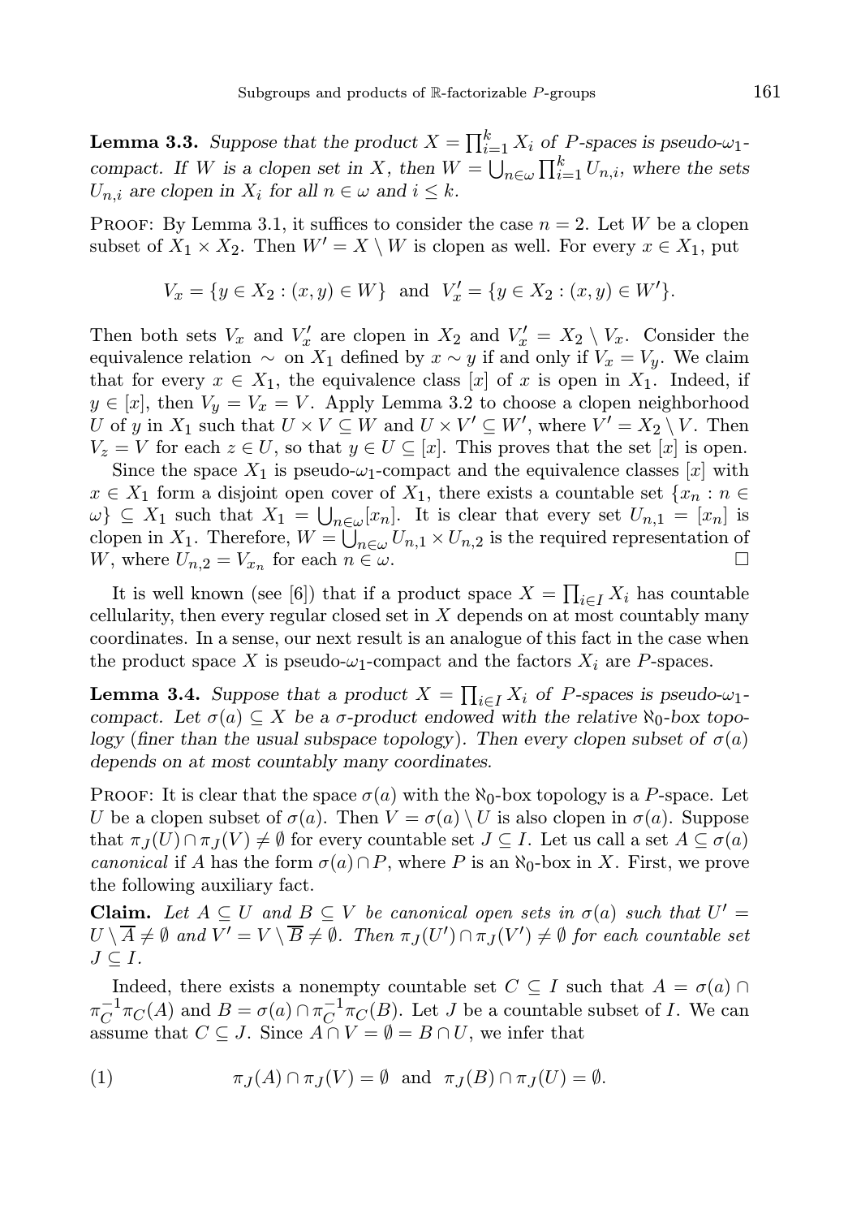**Lemma 3.3.** *Suppose that the product $X = \prod_{i=1}^{k} X_i$ of P-spaces is pseudo-$\omega_1$-compact. If $W$ is a clopen set in $X$, then $W = \bigcup_{n\in\omega} \prod_{i=1}^{k} U_{n,i}$, where the sets $U_{n,i}$ are clopen in $X_i$ for all $n \in \omega$ and $i \leq k$.*

Proof: By Lemma 3.1, it suffices to consider the case $n = 2$. Let $W$ be a clopen subset of $X_1 \times X_2$. Then $W' = X \setminus W$ is clopen as well. For every $x \in X_1$, put

$$V_x = \{y \in X_2 : (x,y) \in W\} \text{ and } V'_x = \{y \in X_2 : (x,y) \in W'\}.$$

Then both sets $V_x$ and $V'_x$ are clopen in $X_2$ and $V'_x = X_2 \setminus V_x$. Consider the equivalence relation $\sim$ on $X_1$ defined by $x \sim y$ if and only if $V_x = V_y$. We claim that for every $x \in X_1$, the equivalence class $[x]$ of $x$ is open in $X_1$. Indeed, if $y \in [x]$, then $V_y = V_x = V$. Apply Lemma 3.2 to choose a clopen neighborhood $U$ of $y$ in $X_1$ such that $U \times V \subseteq W$ and $U \times V' \subseteq W'$, where $V' = X_2 \setminus V$. Then $V_z = V$ for each $z \in U$, so that $y \in U \subseteq [x]$. This proves that the set $[x]$ is open.

Since the space $X_1$ is pseudo-$\omega_1$-compact and the equivalence classes $[x]$ with $x \in X_1$ form a disjoint open cover of $X_1$, there exists a countable set $\{x_n : n \in \omega\} \subseteq X_1$ such that $X_1 = \bigcup_{n\in\omega}[x_n]$. It is clear that every set $U_{n,1} = [x_n]$ is clopen in $X_1$. Therefore, $W = \bigcup_{n\in\omega} U_{n,1} \times U_{n,2}$ is the required representation of $W$, where $U_{n,2} = V_{x_n}$ for each $n \in \omega$. □

It is well known (see [6]) that if a product space $X = \prod_{i\in I} X_i$ has countable cellularity, then every regular closed set in $X$ depends on at most countably many coordinates. In a sense, our next result is an analogue of this fact in the case when the product space $X$ is pseudo-$\omega_1$-compact and the factors $X_i$ are $P$-spaces.

**Lemma 3.4.** *Suppose that a product $X = \prod_{i\in I} X_i$ of P-spaces is pseudo-$\omega_1$-compact. Let $\sigma(a) \subseteq X$ be a $\sigma$-product endowed with the relative $\aleph_0$-box topology (finer than the usual subspace topology). Then every clopen subset of $\sigma(a)$ depends on at most countably many coordinates.*

Proof: It is clear that the space $\sigma(a)$ with the $\aleph_0$-box topology is a $P$-space. Let $U$ be a clopen subset of $\sigma(a)$. Then $V = \sigma(a) \setminus U$ is also clopen in $\sigma(a)$. Suppose that $\pi_J(U) \cap \pi_J(V) \neq \emptyset$ for every countable set $J \subseteq I$. Let us call a set $A \subseteq \sigma(a)$ *canonical* if $A$ has the form $\sigma(a) \cap P$, where $P$ is an $\aleph_0$-box in $X$. First, we prove the following auxiliary fact.

**Claim.** *Let $A \subseteq U$ and $B \subseteq V$ be canonical open sets in $\sigma(a)$ such that $U' = U \setminus \overline{A} \neq \emptyset$ and $V' = V \setminus \overline{B} \neq \emptyset$. Then $\pi_J(U') \cap \pi_J(V') \neq \emptyset$ for each countable set $J \subseteq I$.*

Indeed, there exists a nonempty countable set $C \subseteq I$ such that $A = \sigma(a) \cap \pi_C^{-1}\pi_C(A)$ and $B = \sigma(a) \cap \pi_C^{-1}\pi_C(B)$. Let $J$ be a countable subset of $I$. We can assume that $C \subseteq J$. Since $A \cap V = \emptyset = B \cap U$, we infer that

$$\pi_J(A) \cap \pi_J(V) = \emptyset \text{ and } \pi_J(B) \cap \pi_J(U) = \emptyset. \tag{1}$$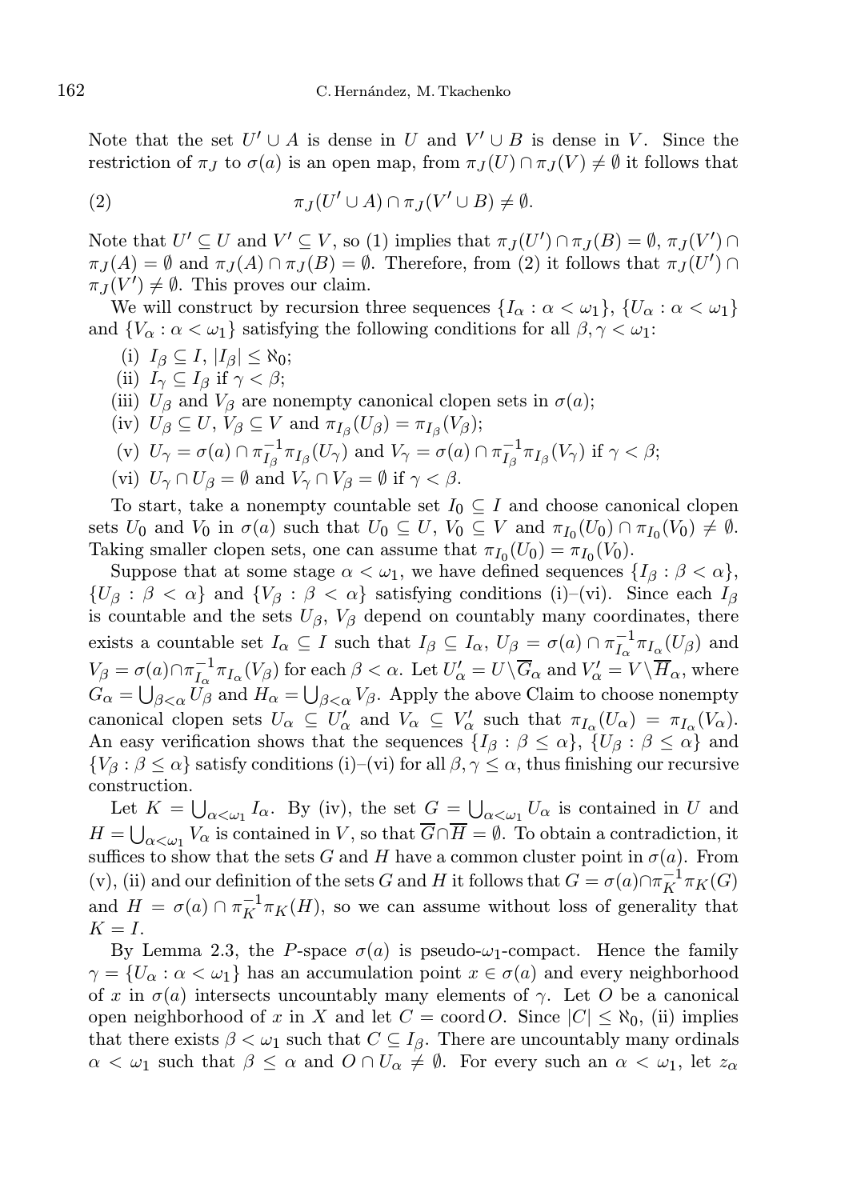Note that the set $U' \cup A$ is dense in $U$ and $V' \cup B$ is dense in $V$. Since the restriction of $\pi_J$ to $\sigma(a)$ is an open map, from $\pi_J(U) \cap \pi_J(V) \neq \emptyset$ it follows that

$$\pi_J(U' \cup A) \cap \pi_J(V' \cup B) \neq \emptyset. \tag{2}$$

Note that $U' \subseteq U$ and $V' \subseteq V$, so (1) implies that $\pi_J(U') \cap \pi_J(B) = \emptyset$, $\pi_J(V') \cap \pi_J(A) = \emptyset$ and $\pi_J(A) \cap \pi_J(B) = \emptyset$. Therefore, from (2) it follows that $\pi_J(U') \cap \pi_J(V') \neq \emptyset$. This proves our claim.

We will construct by recursion three sequences $\{I_\alpha : \alpha < \omega_1\}$, $\{U_\alpha : \alpha < \omega_1\}$ and $\{V_\alpha : \alpha < \omega_1\}$ satisfying the following conditions for all $\beta, \gamma < \omega_1$:

(i) $I_\beta \subseteq I$, $|I_\beta| \leq \aleph_0$;
(ii) $I_\gamma \subseteq I_\beta$ if $\gamma < \beta$;
(iii) $U_\beta$ and $V_\beta$ are nonempty canonical clopen sets in $\sigma(a)$;
(iv) $U_\beta \subseteq U$, $V_\beta \subseteq V$ and $\pi_{I_\beta}(U_\beta) = \pi_{I_\beta}(V_\beta)$;
(v) $U_\gamma = \sigma(a) \cap \pi_{I_\beta}^{-1}\pi_{I_\beta}(U_\gamma)$ and $V_\gamma = \sigma(a) \cap \pi_{I_\beta}^{-1}\pi_{I_\beta}(V_\gamma)$ if $\gamma < \beta$;
(vi) $U_\gamma \cap U_\beta = \emptyset$ and $V_\gamma \cap V_\beta = \emptyset$ if $\gamma < \beta$.

To start, take a nonempty countable set $I_0 \subseteq I$ and choose canonical clopen sets $U_0$ and $V_0$ in $\sigma(a)$ such that $U_0 \subseteq U$, $V_0 \subseteq V$ and $\pi_{I_0}(U_0) \cap \pi_{I_0}(V_0) \neq \emptyset$. Taking smaller clopen sets, one can assume that $\pi_{I_0}(U_0) = \pi_{I_0}(V_0)$.

Suppose that at some stage $\alpha < \omega_1$, we have defined sequences $\{I_\beta : \beta < \alpha\}$, $\{U_\beta : \beta < \alpha\}$ and $\{V_\beta : \beta < \alpha\}$ satisfying conditions (i)–(vi). Since each $I_\beta$ is countable and the sets $U_\beta$, $V_\beta$ depend on countably many coordinates, there exists a countable set $I_\alpha \subseteq I$ such that $I_\beta \subseteq I_\alpha$, $U_\beta = \sigma(a) \cap \pi_{I_\alpha}^{-1}\pi_{I_\alpha}(U_\beta)$ and $V_\beta = \sigma(a) \cap \pi_{I_\alpha}^{-1}\pi_{I_\alpha}(V_\beta)$ for each $\beta < \alpha$. Let $U'_\alpha = U \setminus \overline{G}_\alpha$ and $V'_\alpha = V \setminus \overline{H}_\alpha$, where $G_\alpha = \bigcup_{\beta<\alpha} U_\beta$ and $H_\alpha = \bigcup_{\beta<\alpha} V_\beta$. Apply the above Claim to choose nonempty canonical clopen sets $U_\alpha \subseteq U'_\alpha$ and $V_\alpha \subseteq V'_\alpha$ such that $\pi_{I_\alpha}(U_\alpha) = \pi_{I_\alpha}(V_\alpha)$. An easy verification shows that the sequences $\{I_\beta : \beta \leq \alpha\}$, $\{U_\beta : \beta \leq \alpha\}$ and $\{V_\beta : \beta \leq \alpha\}$ satisfy conditions (i)–(vi) for all $\beta, \gamma \leq \alpha$, thus finishing our recursive construction.

Let $K = \bigcup_{\alpha<\omega_1} I_\alpha$. By (iv), the set $G = \bigcup_{\alpha<\omega_1} U_\alpha$ is contained in $U$ and $H = \bigcup_{\alpha<\omega_1} V_\alpha$ is contained in $V$, so that $\overline{G} \cap \overline{H} = \emptyset$. To obtain a contradiction, it suffices to show that the sets $G$ and $H$ have a common cluster point in $\sigma(a)$. From (v), (ii) and our definition of the sets $G$ and $H$ it follows that $G = \sigma(a) \cap \pi_K^{-1}\pi_K(G)$ and $H = \sigma(a) \cap \pi_K^{-1}\pi_K(H)$, so we can assume without loss of generality that $K = I$.

By Lemma 2.3, the $P$-space $\sigma(a)$ is pseudo-$\omega_1$-compact. Hence the family $\gamma = \{U_\alpha : \alpha < \omega_1\}$ has an accumulation point $x \in \sigma(a)$ and every neighborhood of $x$ in $\sigma(a)$ intersects uncountably many elements of $\gamma$. Let $O$ be a canonical open neighborhood of $x$ in $X$ and let $C = \operatorname{coord} O$. Since $|C| \leq \aleph_0$, (ii) implies that there exists $\beta < \omega_1$ such that $C \subseteq I_\beta$. There are uncountably many ordinals $\alpha < \omega_1$ such that $\beta \leq \alpha$ and $O \cap U_\alpha \neq \emptyset$. For every such an $\alpha < \omega_1$, let $z_\alpha$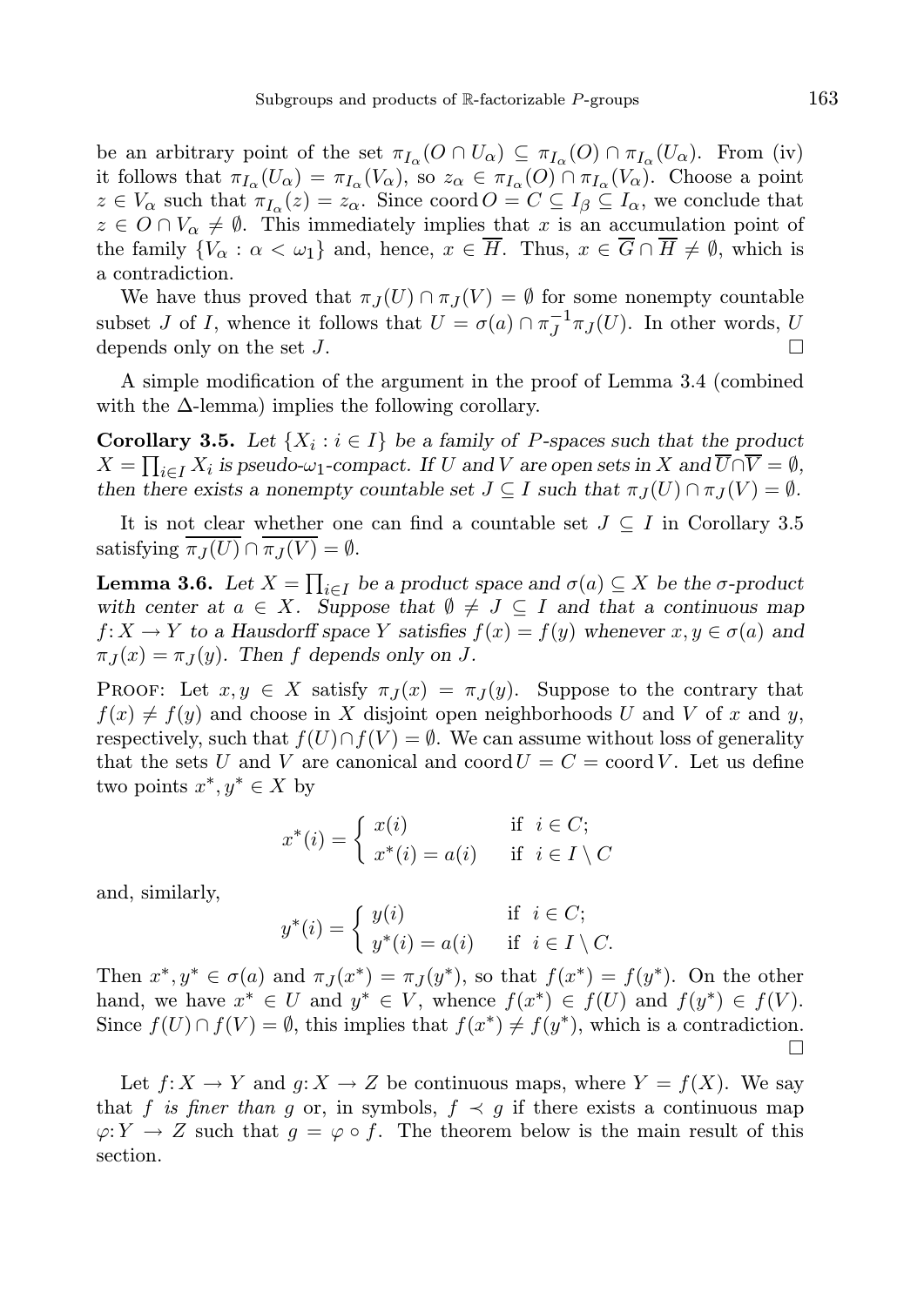be an arbitrary point of the set $\pi_{I_\alpha}(O \cap U_\alpha) \subseteq \pi_{I_\alpha}(O) \cap \pi_{I_\alpha}(U_\alpha)$. From (iv) it follows that $\pi_{I_\alpha}(U_\alpha) = \pi_{I_\alpha}(V_\alpha)$, so $z_\alpha \in \pi_{I_\alpha}(O) \cap \pi_{I_\alpha}(V_\alpha)$. Choose a point $z \in V_\alpha$ such that $\pi_{I_\alpha}(z) = z_\alpha$. Since $\operatorname{coord} O = C \subseteq I_\beta \subseteq I_\alpha$, we conclude that $z \in O \cap V_\alpha \neq \emptyset$. This immediately implies that $x$ is an accumulation point of the family $\{V_\alpha : \alpha < \omega_1\}$ and, hence, $x \in \overline{H}$. Thus, $x \in \overline{G} \cap \overline{H} \neq \emptyset$, which is a contradiction.

We have thus proved that $\pi_J(U) \cap \pi_J(V) = \emptyset$ for some nonempty countable subset $J$ of $I$, whence it follows that $U = \sigma(a) \cap \pi_J^{-1}\pi_J(U)$. In other words, $U$ depends only on the set $J$. $\square$

A simple modification of the argument in the proof of Lemma 3.4 (combined with the $\Delta$-lemma) implies the following corollary.

**Corollary 3.5.** *Let $\{X_i : i \in I\}$ be a family of $P$-spaces such that the product $X = \prod_{i\in I} X_i$ is pseudo-$\omega_1$-compact. If $U$ and $V$ are open sets in $X$ and $\overline{U} \cap \overline{V} = \emptyset$, then there exists a nonempty countable set $J \subseteq I$ such that $\pi_J(U) \cap \pi_J(V) = \emptyset$.*

It is not clear whether one can find a countable set $J \subseteq I$ in Corollary 3.5 satisfying $\overline{\pi_J(U)} \cap \overline{\pi_J(V)} = \emptyset$.

**Lemma 3.6.** *Let $X = \prod_{i\in I}$ be a product space and $\sigma(a) \subseteq X$ be the $\sigma$-product with center at $a \in X$. Suppose that $\emptyset \neq J \subseteq I$ and that a continuous map $f : X \to Y$ to a Hausdorff space $Y$ satisfies $f(x) = f(y)$ whenever $x, y \in \sigma(a)$ and $\pi_J(x) = \pi_J(y)$. Then $f$ depends only on $J$.*

Proof: Let $x, y \in X$ satisfy $\pi_J(x) = \pi_J(y)$. Suppose to the contrary that $f(x) \neq f(y)$ and choose in $X$ disjoint open neighborhoods $U$ and $V$ of $x$ and $y$, respectively, such that $f(U) \cap f(V) = \emptyset$. We can assume without loss of generality that the sets $U$ and $V$ are canonical and $\operatorname{coord} U = C = \operatorname{coord} V$. Let us define two points $x^*, y^* \in X$ by

$$x^*(i) = \begin{cases} x(i) & \text{if } i \in C; \\ x^*(i) = a(i) & \text{if } i \in I \setminus C \end{cases}$$

and, similarly,

$$y^*(i) = \begin{cases} y(i) & \text{if } i \in C; \\ y^*(i) = a(i) & \text{if } i \in I \setminus C. \end{cases}$$

Then $x^*, y^* \in \sigma(a)$ and $\pi_J(x^*) = \pi_J(y^*)$, so that $f(x^*) = f(y^*)$. On the other hand, we have $x^* \in U$ and $y^* \in V$, whence $f(x^*) \in f(U)$ and $f(y^*) \in f(V)$. Since $f(U) \cap f(V) = \emptyset$, this implies that $f(x^*) \neq f(y^*)$, which is a contradiction. $\square$

Let $f : X \to Y$ and $g : X \to Z$ be continuous maps, where $Y = f(X)$. We say that *$f$ is finer than $g$* or, in symbols, $f \prec g$ if there exists a continuous map $\varphi : Y \to Z$ such that $g = \varphi \circ f$. The theorem below is the main result of this section.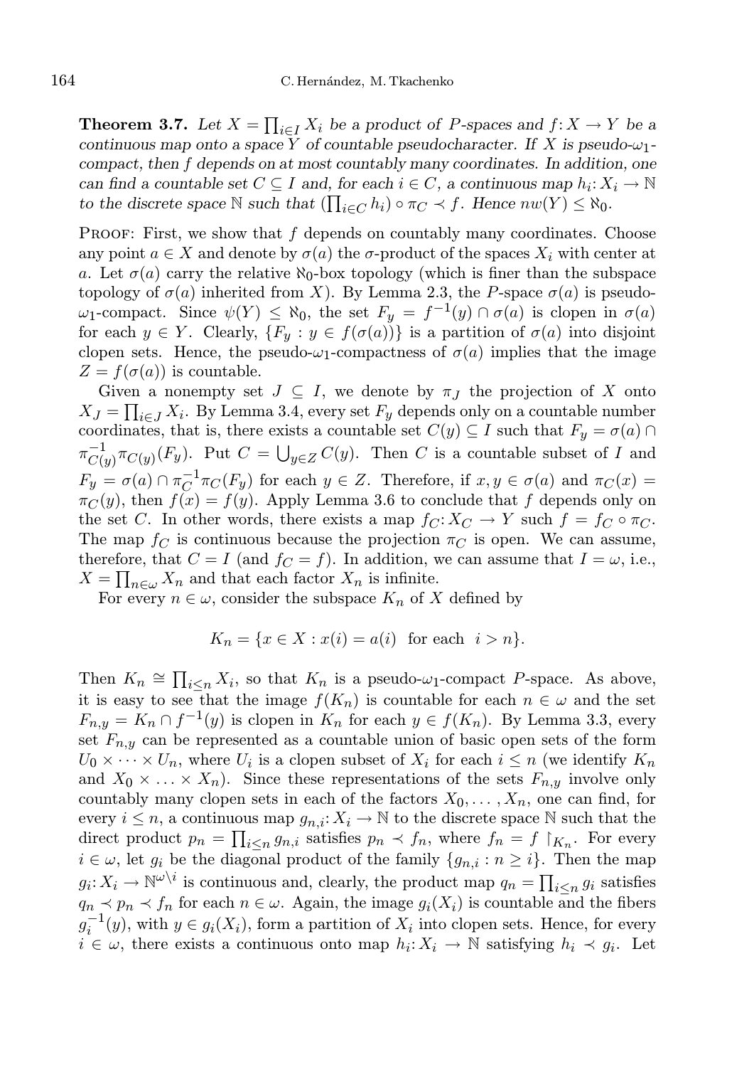**Theorem 3.7.** *Let $X = \prod_{i\in I} X_i$ be a product of $P$-spaces and $f\colon X \to Y$ be a continuous map onto a space $Y$ of countable pseudocharacter. If $X$ is pseudo-$\omega_1$-compact, then $f$ depends on at most countably many coordinates. In addition, one can find a countable set $C \subseteq I$ and, for each $i \in C$, a continuous map $h_i\colon X_i \to \mathbb{N}$ to the discrete space $\mathbb{N}$ such that $(\prod_{i\in C} h_i) \circ \pi_C \prec f$. Hence $nw(Y) \le \aleph_0$.*

Proof: First, we show that $f$ depends on countably many coordinates. Choose any point $a \in X$ and denote by $\sigma(a)$ the $\sigma$-product of the spaces $X_i$ with center at $a$. Let $\sigma(a)$ carry the relative $\aleph_0$-box topology (which is finer than the subspace topology of $\sigma(a)$ inherited from $X$). By Lemma 2.3, the $P$-space $\sigma(a)$ is pseudo-$\omega_1$-compact. Since $\psi(Y) \le \aleph_0$, the set $F_y = f^{-1}(y) \cap \sigma(a)$ is clopen in $\sigma(a)$ for each $y \in Y$. Clearly, $\{F_y : y \in f(\sigma(a))\}$ is a partition of $\sigma(a)$ into disjoint clopen sets. Hence, the pseudo-$\omega_1$-compactness of $\sigma(a)$ implies that the image $Z = f(\sigma(a))$ is countable.

Given a nonempty set $J \subseteq I$, we denote by $\pi_J$ the projection of $X$ onto $X_J = \prod_{i\in J} X_i$. By Lemma 3.4, every set $F_y$ depends only on a countable number coordinates, that is, there exists a countable set $C(y) \subseteq I$ such that $F_y = \sigma(a) \cap \pi^{-1}_{C(y)}\pi_{C(y)}(F_y)$. Put $C = \bigcup_{y\in Z} C(y)$. Then $C$ is a countable subset of $I$ and $F_y = \sigma(a) \cap \pi_C^{-1}\pi_C(F_y)$ for each $y \in Z$. Therefore, if $x, y \in \sigma(a)$ and $\pi_C(x) = \pi_C(y)$, then $f(x) = f(y)$. Apply Lemma 3.6 to conclude that $f$ depends only on the set $C$. In other words, there exists a map $f_C\colon X_C \to Y$ such $f = f_C \circ \pi_C$. The map $f_C$ is continuous because the projection $\pi_C$ is open. We can assume, therefore, that $C = I$ (and $f_C = f$). In addition, we can assume that $I = \omega$, i.e., $X = \prod_{n\in\omega} X_n$ and that each factor $X_n$ is infinite.

For every $n \in \omega$, consider the subspace $K_n$ of $X$ defined by

$$K_n = \{x \in X : x(i) = a(i) \ \text{ for each } \ i > n\}.$$

Then $K_n \cong \prod_{i\le n} X_i$, so that $K_n$ is a pseudo-$\omega_1$-compact $P$-space. As above, it is easy to see that the image $f(K_n)$ is countable for each $n \in \omega$ and the set $F_{n,y} = K_n \cap f^{-1}(y)$ is clopen in $K_n$ for each $y \in f(K_n)$. By Lemma 3.3, every set $F_{n,y}$ can be represented as a countable union of basic open sets of the form $U_0 \times \cdots \times U_n$, where $U_i$ is a clopen subset of $X_i$ for each $i \le n$ (we identify $K_n$ and $X_0 \times \ldots \times X_n$). Since these representations of the sets $F_{n,y}$ involve only countably many clopen sets in each of the factors $X_0, \ldots, X_n$, one can find, for every $i \le n$, a continuous map $g_{n,i}\colon X_i \to \mathbb{N}$ to the discrete space $\mathbb{N}$ such that the direct product $p_n = \prod_{i\le n} g_{n,i}$ satisfies $p_n \prec f_n$, where $f_n = f\restriction_{K_n}$. For every $i \in \omega$, let $g_i$ be the diagonal product of the family $\{g_{n,i} : n \ge i\}$. Then the map $g_i\colon X_i \to \mathbb{N}^{\omega\setminus i}$ is continuous and, clearly, the product map $q_n = \prod_{i\le n} g_i$ satisfies $q_n \prec p_n \prec f_n$ for each $n \in \omega$. Again, the image $g_i(X_i)$ is countable and the fibers $g_i^{-1}(y)$, with $y \in g_i(X_i)$, form a partition of $X_i$ into clopen sets. Hence, for every $i \in \omega$, there exists a continuous onto map $h_i\colon X_i \to \mathbb{N}$ satisfying $h_i \prec g_i$. Let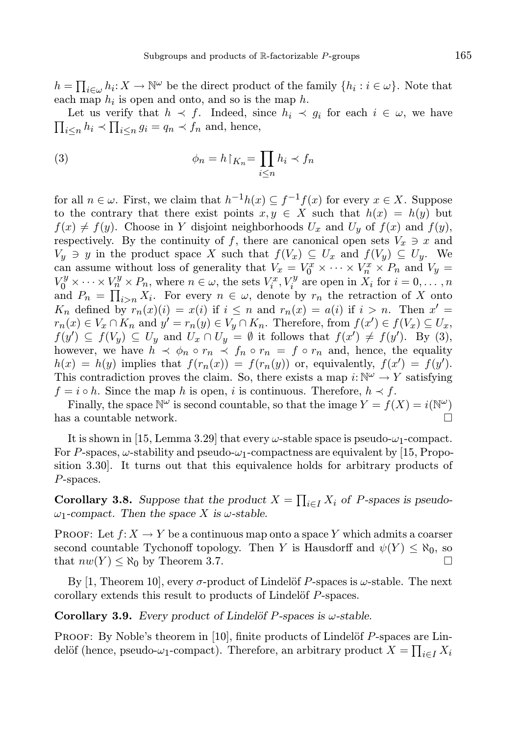$h = \prod_{i\in\omega} h_i \colon X \to \mathbb{N}^\omega$ be the direct product of the family $\{h_i : i \in \omega\}$. Note that each map $h_i$ is open and onto, and so is the map $h$.

Let us verify that $h \prec f$. Indeed, since $h_i \prec g_i$ for each $i \in \omega$, we have $\prod_{i\le n} h_i \prec \prod_{i\le n} g_i = q_n \prec f_n$ and, hence,

$$\phi_n = h\restriction_{K_n} = \prod_{i\le n} h_i \prec f_n \tag{3}$$

for all $n \in \omega$. First, we claim that $h^{-1}h(x) \subseteq f^{-1}f(x)$ for every $x \in X$. Suppose to the contrary that there exist points $x, y \in X$ such that $h(x) = h(y)$ but $f(x) \neq f(y)$. Choose in $Y$ disjoint neighborhoods $U_x$ and $U_y$ of $f(x)$ and $f(y)$, respectively. By the continuity of $f$, there are canonical open sets $V_x \ni x$ and $V_y \ni y$ in the product space $X$ such that $f(V_x) \subseteq U_x$ and $f(V_y) \subseteq U_y$. We can assume without loss of generality that $V_x = V_0^x \times \cdots \times V_n^x \times P_n$ and $V_y = V_0^y \times \cdots \times V_n^y \times P_n$, where $n \in \omega$, the sets $V_i^x, V_i^y$ are open in $X_i$ for $i = 0, \ldots, n$ and $P_n = \prod_{i>n} X_i$. For every $n \in \omega$, denote by $r_n$ the retraction of $X$ onto $K_n$ defined by $r_n(x)(i) = x(i)$ if $i \le n$ and $r_n(x) = a(i)$ if $i > n$. Then $x' = r_n(x) \in V_x \cap K_n$ and $y' = r_n(y) \in V_y \cap K_n$. Therefore, from $f(x') \in f(V_x) \subseteq U_x$, $f(y') \subseteq f(V_y) \subseteq U_y$ and $U_x \cap U_y = \emptyset$ it follows that $f(x') \neq f(y')$. By (3), however, we have $h \prec \phi_n \circ r_n \prec f_n \circ r_n = f \circ r_n$ and, hence, the equality $h(x) = h(y)$ implies that $f(r_n(x)) = f(r_n(y))$ or, equivalently, $f(x') = f(y')$. This contradiction proves the claim. So, there exists a map $i \colon \mathbb{N}^\omega \to Y$ satisfying $f = i \circ h$. Since the map $h$ is open, $i$ is continuous. Therefore, $h \prec f$.

Finally, the space $\mathbb{N}^\omega$ is second countable, so that the image $Y = f(X) = i(\mathbb{N}^\omega)$ has a countable network. □

It is shown in [15, Lemma 3.29] that every $\omega$-stable space is pseudo-$\omega_1$-compact. For $P$-spaces, $\omega$-stability and pseudo-$\omega_1$-compactness are equivalent by [15, Proposition 3.30]. It turns out that this equivalence holds for arbitrary products of $P$-spaces.

**Corollary 3.8.** *Suppose that the product $X = \prod_{i\in I} X_i$ of $P$-spaces is pseudo-$\omega_1$-compact. Then the space $X$ is $\omega$-stable.*

Proof: Let $f \colon X \to Y$ be a continuous map onto a space $Y$ which admits a coarser second countable Tychonoff topology. Then $Y$ is Hausdorff and $\psi(Y) \le \aleph_0$, so that $nw(Y) \le \aleph_0$ by Theorem 3.7. □

By [1, Theorem 10], every $\sigma$-product of Lindelöf $P$-spaces is $\omega$-stable. The next corollary extends this result to products of Lindelöf $P$-spaces.

**Corollary 3.9.** *Every product of Lindelöf $P$-spaces is $\omega$-stable.*

Proof: By Noble's theorem in [10], finite products of Lindelöf $P$-spaces are Lindelöf (hence, pseudo-$\omega_1$-compact). Therefore, an arbitrary product $X = \prod_{i\in I} X_i$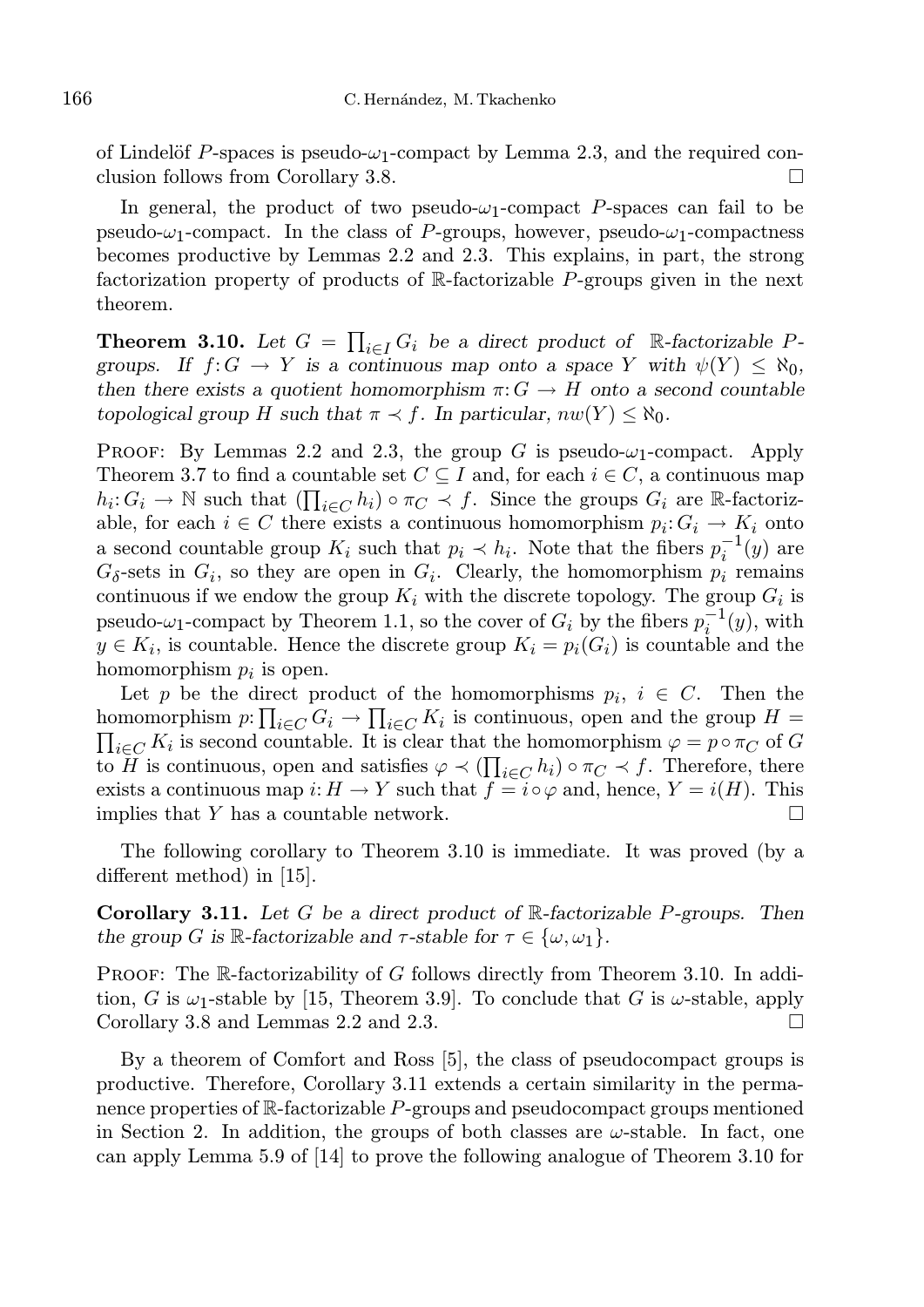of Lindelöf $P$-spaces is pseudo-$\omega_1$-compact by Lemma 2.3, and the required conclusion follows from Corollary 3.8. □

In general, the product of two pseudo-$\omega_1$-compact $P$-spaces can fail to be pseudo-$\omega_1$-compact. In the class of $P$-groups, however, pseudo-$\omega_1$-compactness becomes productive by Lemmas 2.2 and 2.3. This explains, in part, the strong factorization property of products of $\mathbb{R}$-factorizable $P$-groups given in the next theorem.

**Theorem 3.10.** *Let $G = \prod_{i\in I} G_i$ be a direct product of $\mathbb{R}$-factorizable $P$-groups. If $f\colon G \to Y$ is a continuous map onto a space $Y$ with $\psi(Y) \leq \aleph_0$, then there exists a quotient homomorphism $\pi\colon G \to H$ onto a second countable topological group $H$ such that $\pi \prec f$. In particular, $nw(Y) \leq \aleph_0$.*

Proof: By Lemmas 2.2 and 2.3, the group $G$ is pseudo-$\omega_1$-compact. Apply Theorem 3.7 to find a countable set $C \subseteq I$ and, for each $i \in C$, a continuous map $h_i\colon G_i \to \mathbb{N}$ such that $(\prod_{i\in C} h_i) \circ \pi_C \prec f$. Since the groups $G_i$ are $\mathbb{R}$-factorizable, for each $i \in C$ there exists a continuous homomorphism $p_i\colon G_i \to K_i$ onto a second countable group $K_i$ such that $p_i \prec h_i$. Note that the fibers $p_i^{-1}(y)$ are $G_\delta$-sets in $G_i$, so they are open in $G_i$. Clearly, the homomorphism $p_i$ remains continuous if we endow the group $K_i$ with the discrete topology. The group $G_i$ is pseudo-$\omega_1$-compact by Theorem 1.1, so the cover of $G_i$ by the fibers $p_i^{-1}(y)$, with $y \in K_i$, is countable. Hence the discrete group $K_i = p_i(G_i)$ is countable and the homomorphism $p_i$ is open.

Let $p$ be the direct product of the homomorphisms $p_i$, $i \in C$. Then the homomorphism $p\colon \prod_{i\in C} G_i \to \prod_{i\in C} K_i$ is continuous, open and the group $H = \prod_{i\in C} K_i$ is second countable. It is clear that the homomorphism $\varphi = p \circ \pi_C$ of $G$ to $H$ is continuous, open and satisfies $\varphi \prec (\prod_{i\in C} h_i) \circ \pi_C \prec f$. Therefore, there exists a continuous map $i\colon H \to Y$ such that $f = i \circ \varphi$ and, hence, $Y = i(H)$. This implies that $Y$ has a countable network. □

The following corollary to Theorem 3.10 is immediate. It was proved (by a different method) in [15].

**Corollary 3.11.** *Let $G$ be a direct product of $\mathbb{R}$-factorizable $P$-groups. Then the group $G$ is $\mathbb{R}$-factorizable and $\tau$-stable for $\tau \in \{\omega, \omega_1\}$.*

Proof: The $\mathbb{R}$-factorizability of $G$ follows directly from Theorem 3.10. In addition, $G$ is $\omega_1$-stable by [15, Theorem 3.9]. To conclude that $G$ is $\omega$-stable, apply Corollary 3.8 and Lemmas 2.2 and 2.3. □

By a theorem of Comfort and Ross [5], the class of pseudocompact groups is productive. Therefore, Corollary 3.11 extends a certain similarity in the permanence properties of $\mathbb{R}$-factorizable $P$-groups and pseudocompact groups mentioned in Section 2. In addition, the groups of both classes are $\omega$-stable. In fact, one can apply Lemma 5.9 of [14] to prove the following analogue of Theorem 3.10 for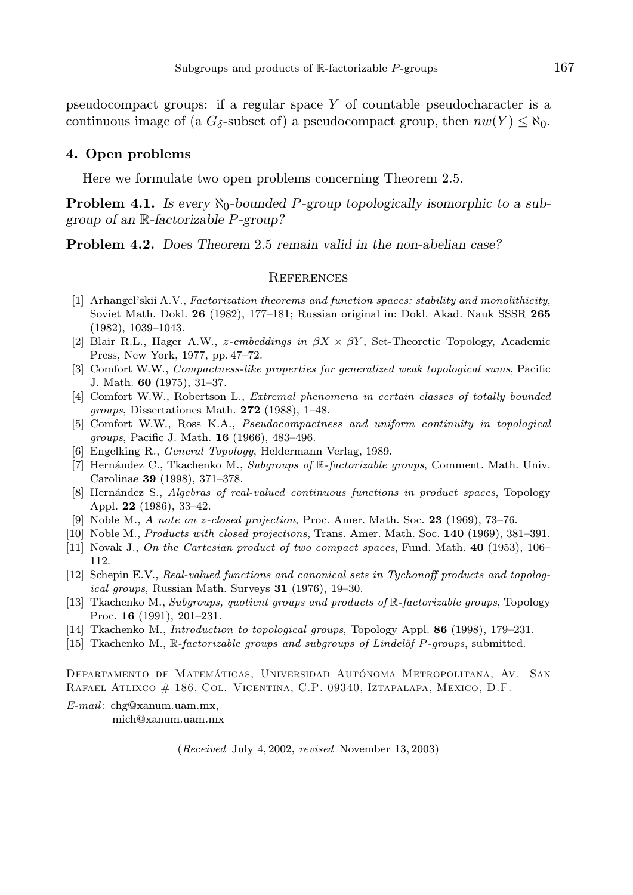pseudocompact groups: if a regular space $Y$ of countable pseudocharacter is a continuous image of (a $G_\delta$-subset of) a pseudocompact group, then $nw(Y) \leq \aleph_0$.

## 4. Open problems

Here we formulate two open problems concerning Theorem 2.5.

**Problem 4.1.** *Is every $\aleph_0$-bounded $P$-group topologically isomorphic to a subgroup of an $\mathbb{R}$-factorizable $P$-group?*

**Problem 4.2.** *Does Theorem* 2.5 *remain valid in the non-abelian case?*

## References

[1] Arhangel'skii A.V., *Factorization theorems and function spaces: stability and monolithicity*, Soviet Math. Dokl. **26** (1982), 177–181; Russian original in: Dokl. Akad. Nauk SSSR **265** (1982), 1039–1043.

[2] Blair R.L., Hager A.W., *z-embeddings in $\beta X \times \beta Y$*, Set-Theoretic Topology, Academic Press, New York, 1977, pp. 47–72.

[3] Comfort W.W., *Compactness-like properties for generalized weak topological sums*, Pacific J. Math. **60** (1975), 31–37.

[4] Comfort W.W., Robertson L., *Extremal phenomena in certain classes of totally bounded groups*, Dissertationes Math. **272** (1988), 1–48.

[5] Comfort W.W., Ross K.A., *Pseudocompactness and uniform continuity in topological groups*, Pacific J. Math. **16** (1966), 483–496.

[6] Engelking R., *General Topology*, Heldermann Verlag, 1989.

[7] Hernández C., Tkachenko M., *Subgroups of $\mathbb{R}$-factorizable groups*, Comment. Math. Univ. Carolinae **39** (1998), 371–378.

[8] Hernández S., *Algebras of real-valued continuous functions in product spaces*, Topology Appl. **22** (1986), 33–42.

[9] Noble M., *A note on z-closed projection*, Proc. Amer. Math. Soc. **23** (1969), 73–76.

[10] Noble M., *Products with closed projections*, Trans. Amer. Math. Soc. **140** (1969), 381–391.

[11] Novak J., *On the Cartesian product of two compact spaces*, Fund. Math. **40** (1953), 106–112.

[12] Schepin E.V., *Real-valued functions and canonical sets in Tychonoff products and topological groups*, Russian Math. Surveys **31** (1976), 19–30.

[13] Tkachenko M., *Subgroups, quotient groups and products of $\mathbb{R}$-factorizable groups*, Topology Proc. **16** (1991), 201–231.

[14] Tkachenko M., *Introduction to topological groups*, Topology Appl. **86** (1998), 179–231.

[15] Tkachenko M., *$\mathbb{R}$-factorizable groups and subgroups of Lindelöf $P$-groups*, submitted.

Departamento de Matemáticas, Universidad Autónoma Metropolitana, Av. San Rafael Atlixco # 186, Col. Vicentina, C.P. 09340, Iztapalapa, Mexico, D.F.

*E-mail*: chg@xanum.uam.mx,
mich@xanum.uam.mx

(*Received* July 4, 2002, *revised* November 13, 2003)